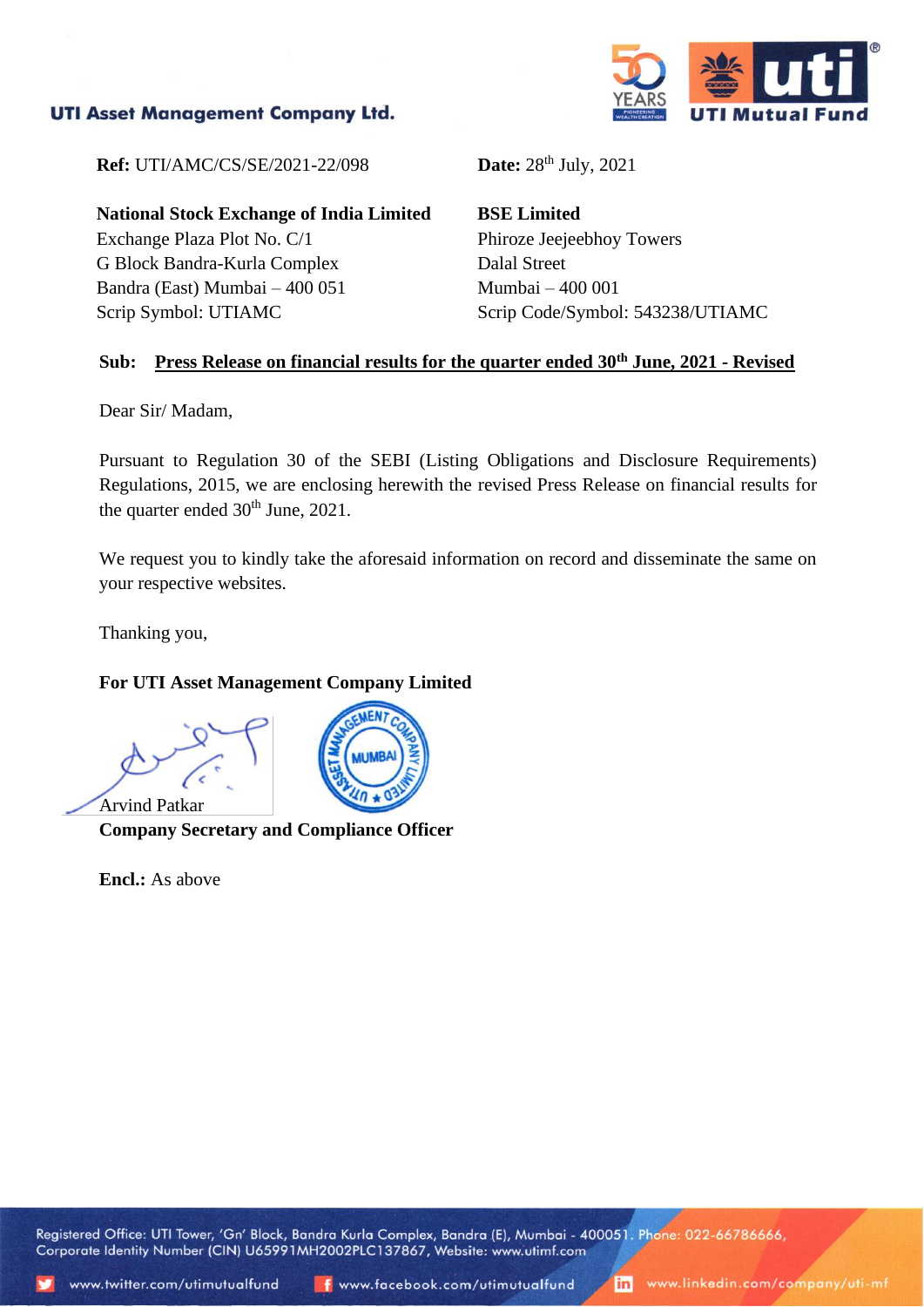**UTI Asset Management Company Ltd.**

**Ref:** UTI/AMC/CS/SE/2021-22/098

**Date:** 28th July, 2021

**National Stock Exchange of India Limited**
Exchange Plaza Plot No. C/1
G Block Bandra-Kurla Complex
Bandra (East) Mumbai – 400 051
Scrip Symbol: UTIAMC

**BSE Limited**
Phiroze Jeejeebhoy Towers
Dalal Street
Mumbai – 400 001
Scrip Code/Symbol: 543238/UTIAMC

**Sub: <u>Press Release on financial results for the quarter ended 30th June, 2021 - Revised</u>**

Dear Sir/ Madam,

Pursuant to Regulation 30 of the SEBI (Listing Obligations and Disclosure Requirements) Regulations, 2015, we are enclosing herewith the revised Press Release on financial results for the quarter ended 30th June, 2021.

We request you to kindly take the aforesaid information on record and disseminate the same on your respective websites.

Thanking you,

**For UTI Asset Management Company Limited**

Arvind Patkar
**Company Secretary and Compliance Officer**

**Encl.:** As above

Registered Office: UTI Tower, 'Gn' Block, Bandra Kurla Complex, Bandra (E), Mumbai - 400051. Phone: 022-66786666, Corporate Identity Number (CIN) U65991MH2002PLC137867, Website: www.utimf.com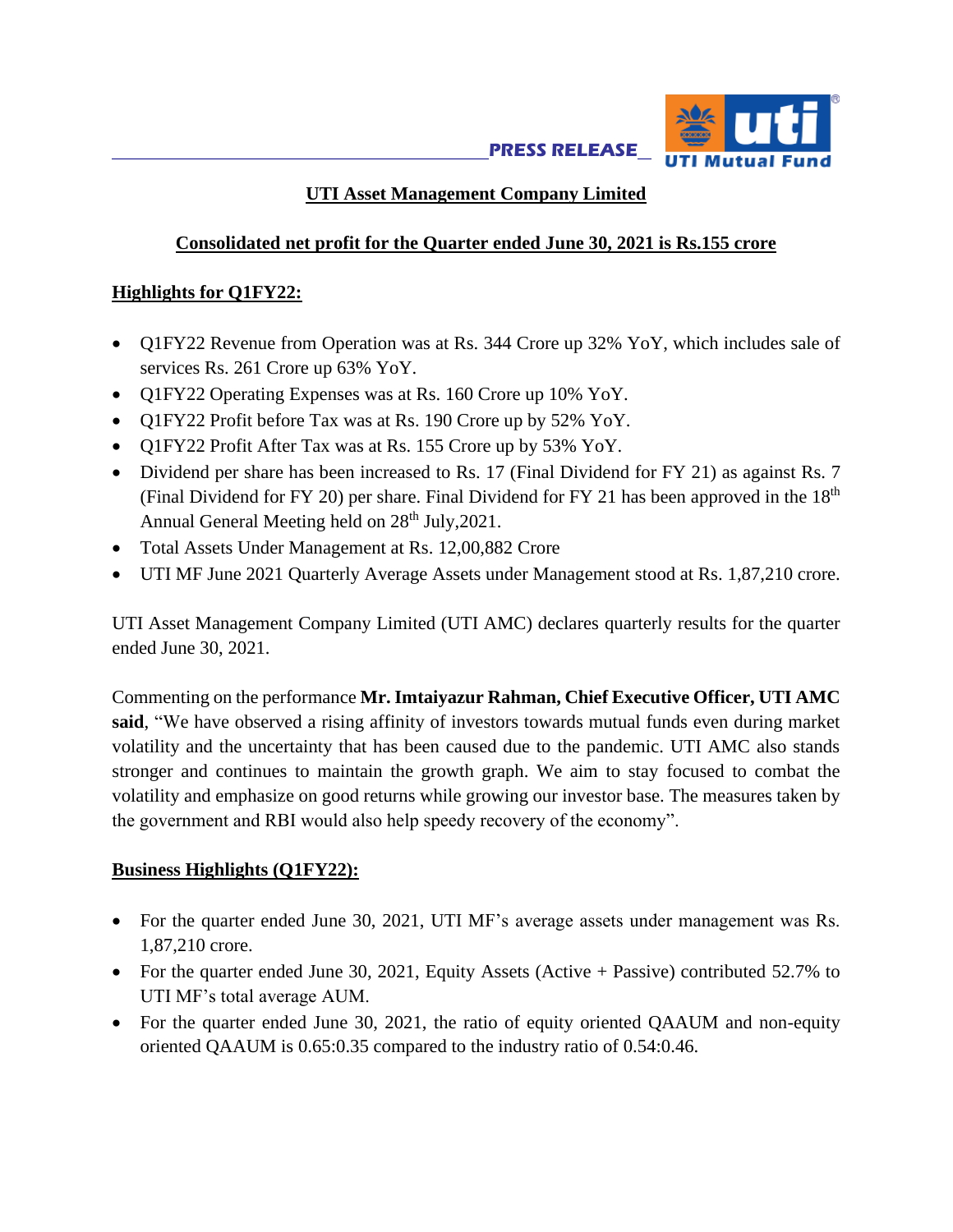**PRESS RELEASE**

## UTI Asset Management Company Limited

### Consolidated net profit for the Quarter ended June 30, 2021 is Rs.155 crore

### Highlights for Q1FY22:

- Q1FY22 Revenue from Operation was at Rs. 344 Crore up 32% YoY, which includes sale of services Rs. 261 Crore up 63% YoY.
- Q1FY22 Operating Expenses was at Rs. 160 Crore up 10% YoY.
- Q1FY22 Profit before Tax was at Rs. 190 Crore up by 52% YoY.
- Q1FY22 Profit After Tax was at Rs. 155 Crore up by 53% YoY.
- Dividend per share has been increased to Rs. 17 (Final Dividend for FY 21) as against Rs. 7 (Final Dividend for FY 20) per share. Final Dividend for FY 21 has been approved in the 18th Annual General Meeting held on 28th July,2021.
- Total Assets Under Management at Rs. 12,00,882 Crore
- UTI MF June 2021 Quarterly Average Assets under Management stood at Rs. 1,87,210 crore.

UTI Asset Management Company Limited (UTI AMC) declares quarterly results for the quarter ended June 30, 2021.

Commenting on the performance **Mr. Imtaiyazur Rahman, Chief Executive Officer, UTI AMC said**, "We have observed a rising affinity of investors towards mutual funds even during market volatility and the uncertainty that has been caused due to the pandemic. UTI AMC also stands stronger and continues to maintain the growth graph. We aim to stay focused to combat the volatility and emphasize on good returns while growing our investor base. The measures taken by the government and RBI would also help speedy recovery of the economy".

### Business Highlights (Q1FY22):

- For the quarter ended June 30, 2021, UTI MF's average assets under management was Rs. 1,87,210 crore.
- For the quarter ended June 30, 2021, Equity Assets (Active + Passive) contributed 52.7% to UTI MF's total average AUM.
- For the quarter ended June 30, 2021, the ratio of equity oriented QAAUM and non-equity oriented QAAUM is 0.65:0.35 compared to the industry ratio of 0.54:0.46.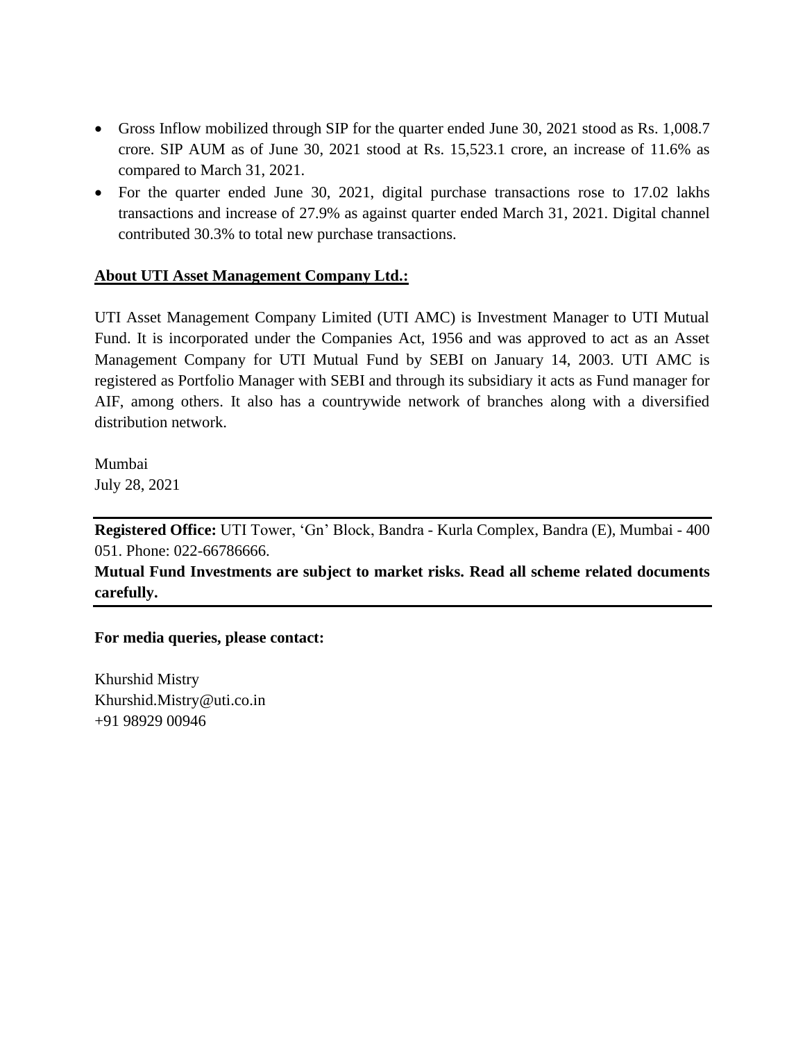- Gross Inflow mobilized through SIP for the quarter ended June 30, 2021 stood as Rs. 1,008.7 crore. SIP AUM as of June 30, 2021 stood at Rs. 15,523.1 crore, an increase of 11.6% as compared to March 31, 2021.
- For the quarter ended June 30, 2021, digital purchase transactions rose to 17.02 lakhs transactions and increase of 27.9% as against quarter ended March 31, 2021. Digital channel contributed 30.3% to total new purchase transactions.

**<u>About UTI Asset Management Company Ltd.:</u>**

UTI Asset Management Company Limited (UTI AMC) is Investment Manager to UTI Mutual Fund. It is incorporated under the Companies Act, 1956 and was approved to act as an Asset Management Company for UTI Mutual Fund by SEBI on January 14, 2003. UTI AMC is registered as Portfolio Manager with SEBI and through its subsidiary it acts as Fund manager for AIF, among others. It also has a countrywide network of branches along with a diversified distribution network.

Mumbai
July 28, 2021

---

**Registered Office:** UTI Tower, 'Gn' Block, Bandra - Kurla Complex, Bandra (E), Mumbai - 400 051. Phone: 022-66786666.

**Mutual Fund Investments are subject to market risks. Read all scheme related documents carefully.**

---

**For media queries, please contact:**

Khurshid Mistry
Khurshid.Mistry@uti.co.in
+91 98929 00946